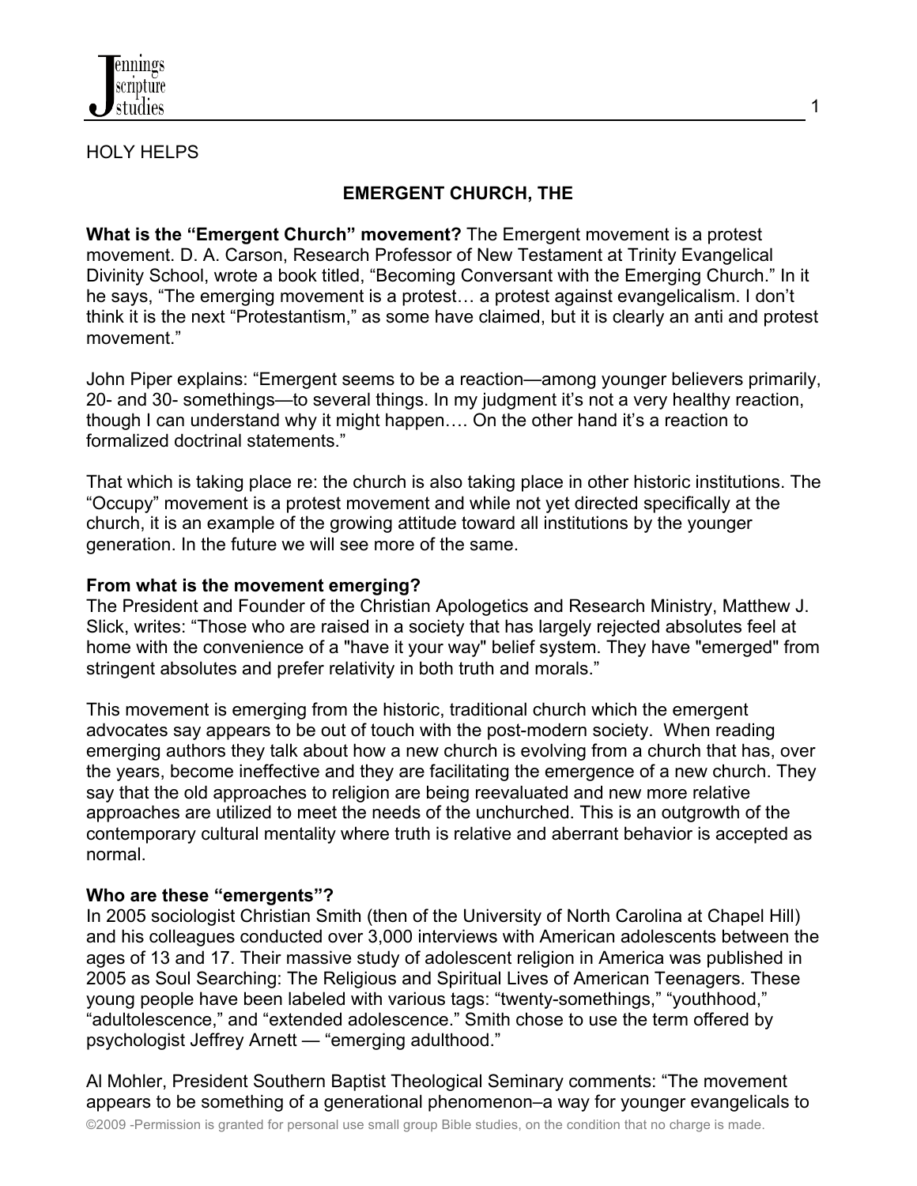HOLY HELPS

## EMERGENT CHURCH, THE

**What is the "Emergent Church" movement?** The Emergent movement is a protest movement. D. A. Carson, Research Professor of New Testament at Trinity Evangelical Divinity School, wrote a book titled, "Becoming Conversant with the Emerging Church." In it he says, "The emerging movement is a protest… a protest against evangelicalism. I don't think it is the next "Protestantism," as some have claimed, but it is clearly an anti and protest movement."

John Piper explains: "Emergent seems to be a reaction—among younger believers primarily, 20- and 30- somethings—to several things. In my judgment it's not a very healthy reaction, though I can understand why it might happen…. On the other hand it's a reaction to formalized doctrinal statements."

That which is taking place re: the church is also taking place in other historic institutions. The "Occupy" movement is a protest movement and while not yet directed specifically at the church, it is an example of the growing attitude toward all institutions by the younger generation. In the future we will see more of the same.

**From what is the movement emerging?**

The President and Founder of the Christian Apologetics and Research Ministry, Matthew J. Slick, writes: "Those who are raised in a society that has largely rejected absolutes feel at home with the convenience of a "have it your way" belief system. They have "emerged" from stringent absolutes and prefer relativity in both truth and morals."

This movement is emerging from the historic, traditional church which the emergent advocates say appears to be out of touch with the post-modern society. When reading emerging authors they talk about how a new church is evolving from a church that has, over the years, become ineffective and they are facilitating the emergence of a new church. They say that the old approaches to religion are being reevaluated and new more relative approaches are utilized to meet the needs of the unchurched. This is an outgrowth of the contemporary cultural mentality where truth is relative and aberrant behavior is accepted as normal.

**Who are these "emergents"?**

In 2005 sociologist Christian Smith (then of the University of North Carolina at Chapel Hill) and his colleagues conducted over 3,000 interviews with American adolescents between the ages of 13 and 17. Their massive study of adolescent religion in America was published in 2005 as Soul Searching: The Religious and Spiritual Lives of American Teenagers. These young people have been labeled with various tags: "twenty-somethings," "youthhood," "adultolescence," and "extended adolescence." Smith chose to use the term offered by psychologist Jeffrey Arnett — "emerging adulthood."

Al Mohler, President Southern Baptist Theological Seminary comments: "The movement appears to be something of a generational phenomenon–a way for younger evangelicals to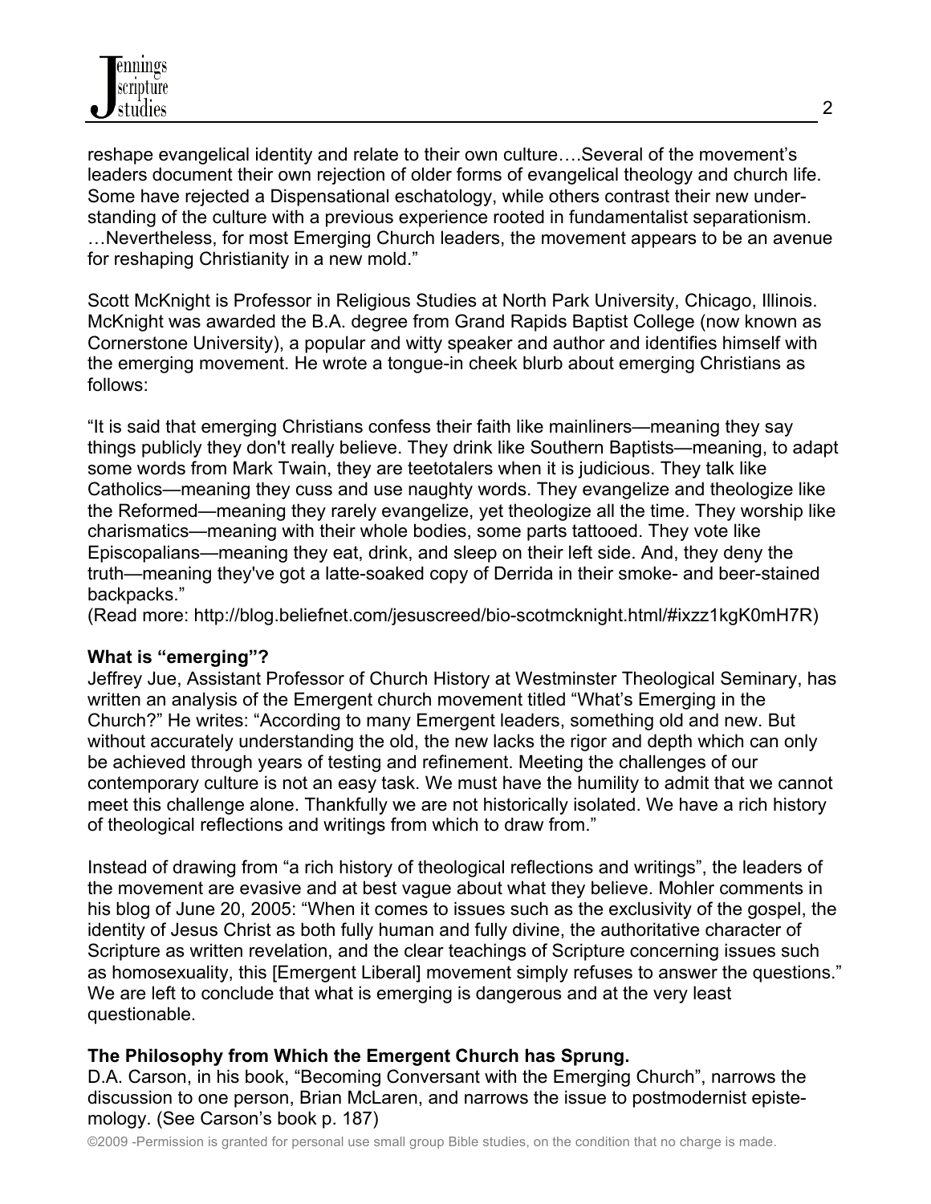reshape evangelical identity and relate to their own culture….Several of the movement's leaders document their own rejection of older forms of evangelical theology and church life. Some have rejected a Dispensational eschatology, while others contrast their new understanding of the culture with a previous experience rooted in fundamentalist separationism. …Nevertheless, for most Emerging Church leaders, the movement appears to be an avenue for reshaping Christianity in a new mold."

Scott McKnight is Professor in Religious Studies at North Park University, Chicago, Illinois. McKnight was awarded the B.A. degree from Grand Rapids Baptist College (now known as Cornerstone University), a popular and witty speaker and author and identifies himself with the emerging movement. He wrote a tongue-in cheek blurb about emerging Christians as follows:

"It is said that emerging Christians confess their faith like mainliners—meaning they say things publicly they don't really believe. They drink like Southern Baptists—meaning, to adapt some words from Mark Twain, they are teetotalers when it is judicious. They talk like Catholics—meaning they cuss and use naughty words. They evangelize and theologize like the Reformed—meaning they rarely evangelize, yet theologize all the time. They worship like charismatics—meaning with their whole bodies, some parts tattooed. They vote like Episcopalians—meaning they eat, drink, and sleep on their left side. And, they deny the truth—meaning they've got a latte-soaked copy of Derrida in their smoke- and beer-stained backpacks."
(Read more: http://blog.beliefnet.com/jesuscreed/bio-scotmcknight.html/#ixzz1kgK0mH7R)

**What is "emerging"?**
Jeffrey Jue, Assistant Professor of Church History at Westminster Theological Seminary, has written an analysis of the Emergent church movement titled "What's Emerging in the Church?" He writes: "According to many Emergent leaders, something old and new. But without accurately understanding the old, the new lacks the rigor and depth which can only be achieved through years of testing and refinement. Meeting the challenges of our contemporary culture is not an easy task. We must have the humility to admit that we cannot meet this challenge alone. Thankfully we are not historically isolated. We have a rich history of theological reflections and writings from which to draw from."

Instead of drawing from "a rich history of theological reflections and writings", the leaders of the movement are evasive and at best vague about what they believe. Mohler comments in his blog of June 20, 2005: "When it comes to issues such as the exclusivity of the gospel, the identity of Jesus Christ as both fully human and fully divine, the authoritative character of Scripture as written revelation, and the clear teachings of Scripture concerning issues such as homosexuality, this [Emergent Liberal] movement simply refuses to answer the questions." We are left to conclude that what is emerging is dangerous and at the very least questionable.

**The Philosophy from Which the Emergent Church has Sprung.**
D.A. Carson, in his book, "Becoming Conversant with the Emerging Church", narrows the discussion to one person, Brian McLaren, and narrows the issue to postmodernist epistemology. (See Carson's book p. 187)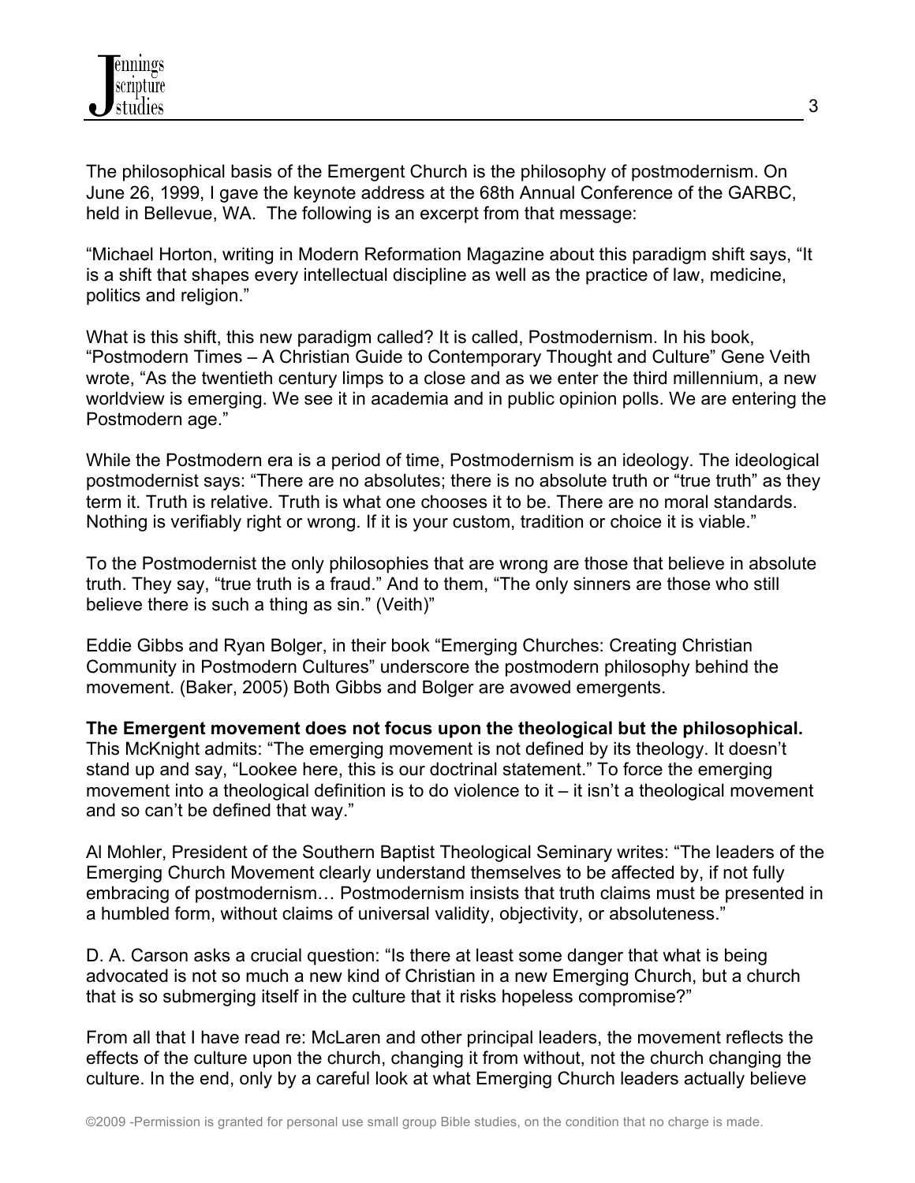The philosophical basis of the Emergent Church is the philosophy of postmodernism. On June 26, 1999, I gave the keynote address at the 68th Annual Conference of the GARBC, held in Bellevue, WA. The following is an excerpt from that message:

"Michael Horton, writing in Modern Reformation Magazine about this paradigm shift says, "It is a shift that shapes every intellectual discipline as well as the practice of law, medicine, politics and religion."

What is this shift, this new paradigm called? It is called, Postmodernism. In his book, "Postmodern Times – A Christian Guide to Contemporary Thought and Culture" Gene Veith wrote, "As the twentieth century limps to a close and as we enter the third millennium, a new worldview is emerging. We see it in academia and in public opinion polls. We are entering the Postmodern age."

While the Postmodern era is a period of time, Postmodernism is an ideology. The ideological postmodernist says: "There are no absolutes; there is no absolute truth or "true truth" as they term it. Truth is relative. Truth is what one chooses it to be. There are no moral standards. Nothing is verifiably right or wrong. If it is your custom, tradition or choice it is viable."

To the Postmodernist the only philosophies that are wrong are those that believe in absolute truth. They say, "true truth is a fraud." And to them, "The only sinners are those who still believe there is such a thing as sin." (Veith)"

Eddie Gibbs and Ryan Bolger, in their book "Emerging Churches: Creating Christian Community in Postmodern Cultures" underscore the postmodern philosophy behind the movement. (Baker, 2005) Both Gibbs and Bolger are avowed emergents.

**The Emergent movement does not focus upon the theological but the philosophical.** This McKnight admits: "The emerging movement is not defined by its theology. It doesn't stand up and say, "Lookee here, this is our doctrinal statement." To force the emerging movement into a theological definition is to do violence to it – it isn't a theological movement and so can't be defined that way."

Al Mohler, President of the Southern Baptist Theological Seminary writes: "The leaders of the Emerging Church Movement clearly understand themselves to be affected by, if not fully embracing of postmodernism… Postmodernism insists that truth claims must be presented in a humbled form, without claims of universal validity, objectivity, or absoluteness."

D. A. Carson asks a crucial question: "Is there at least some danger that what is being advocated is not so much a new kind of Christian in a new Emerging Church, but a church that is so submerging itself in the culture that it risks hopeless compromise?"

From all that I have read re: McLaren and other principal leaders, the movement reflects the effects of the culture upon the church, changing it from without, not the church changing the culture. In the end, only by a careful look at what Emerging Church leaders actually believe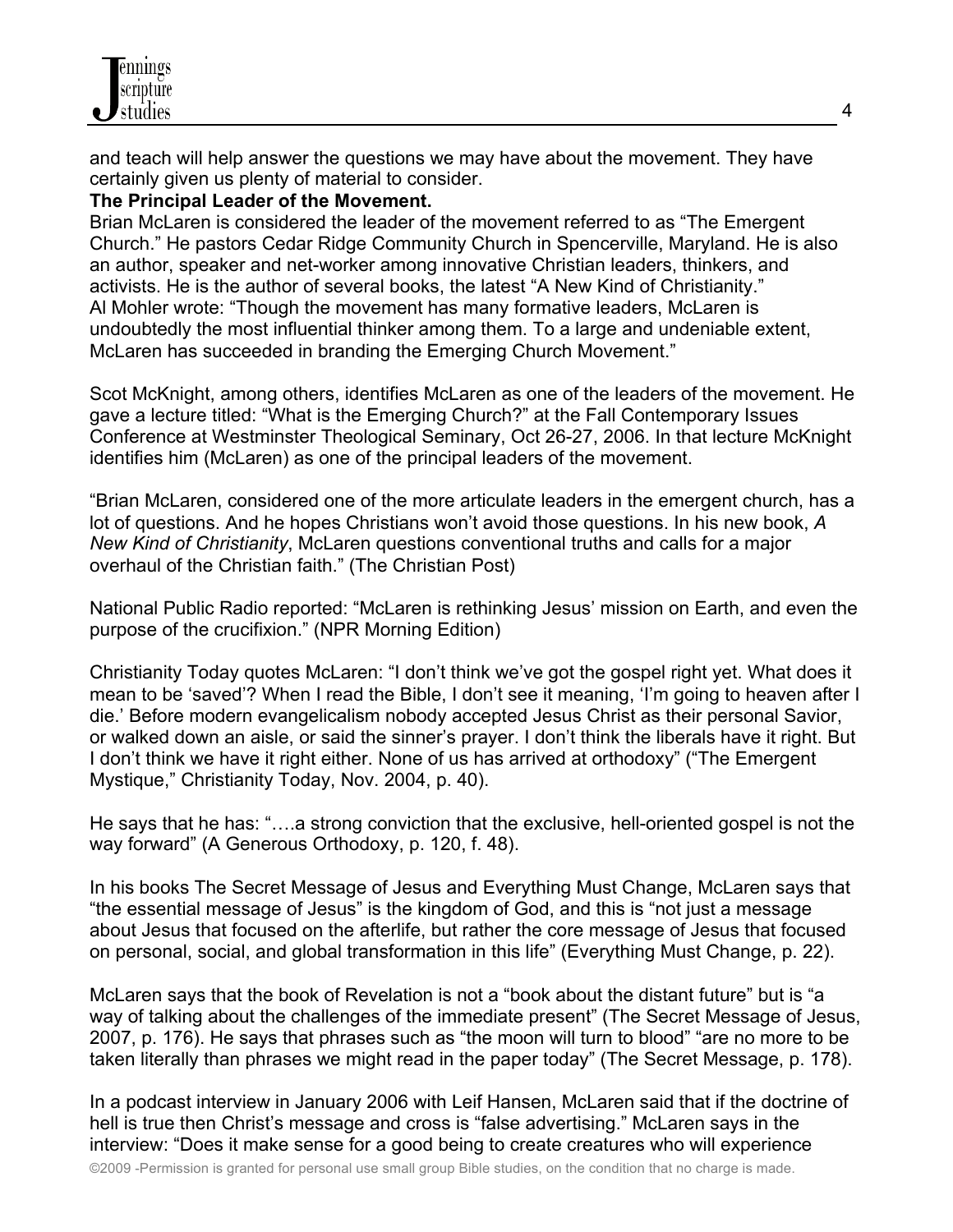and teach will help answer the questions we may have about the movement. They have certainly given us plenty of material to consider.

**The Principal Leader of the Movement.**

Brian McLaren is considered the leader of the movement referred to as "The Emergent Church." He pastors Cedar Ridge Community Church in Spencerville, Maryland. He is also an author, speaker and net-worker among innovative Christian leaders, thinkers, and activists. He is the author of several books, the latest "A New Kind of Christianity." Al Mohler wrote: "Though the movement has many formative leaders, McLaren is undoubtedly the most influential thinker among them. To a large and undeniable extent, McLaren has succeeded in branding the Emerging Church Movement."

Scot McKnight, among others, identifies McLaren as one of the leaders of the movement. He gave a lecture titled: "What is the Emerging Church?" at the Fall Contemporary Issues Conference at Westminster Theological Seminary, Oct 26-27, 2006. In that lecture McKnight identifies him (McLaren) as one of the principal leaders of the movement.

"Brian McLaren, considered one of the more articulate leaders in the emergent church, has a lot of questions. And he hopes Christians won't avoid those questions. In his new book, *A New Kind of Christianity*, McLaren questions conventional truths and calls for a major overhaul of the Christian faith." (The Christian Post)

National Public Radio reported: "McLaren is rethinking Jesus' mission on Earth, and even the purpose of the crucifixion." (NPR Morning Edition)

Christianity Today quotes McLaren: "I don't think we've got the gospel right yet. What does it mean to be 'saved'? When I read the Bible, I don't see it meaning, 'I'm going to heaven after I die.' Before modern evangelicalism nobody accepted Jesus Christ as their personal Savior, or walked down an aisle, or said the sinner's prayer. I don't think the liberals have it right. But I don't think we have it right either. None of us has arrived at orthodoxy" ("The Emergent Mystique," Christianity Today, Nov. 2004, p. 40).

He says that he has: "….a strong conviction that the exclusive, hell-oriented gospel is not the way forward" (A Generous Orthodoxy, p. 120, f. 48).

In his books The Secret Message of Jesus and Everything Must Change, McLaren says that "the essential message of Jesus" is the kingdom of God, and this is "not just a message about Jesus that focused on the afterlife, but rather the core message of Jesus that focused on personal, social, and global transformation in this life" (Everything Must Change, p. 22).

McLaren says that the book of Revelation is not a "book about the distant future" but is "a way of talking about the challenges of the immediate present" (The Secret Message of Jesus, 2007, p. 176). He says that phrases such as "the moon will turn to blood" "are no more to be taken literally than phrases we might read in the paper today" (The Secret Message, p. 178).

In a podcast interview in January 2006 with Leif Hansen, McLaren said that if the doctrine of hell is true then Christ's message and cross is "false advertising." McLaren says in the interview: "Does it make sense for a good being to create creatures who will experience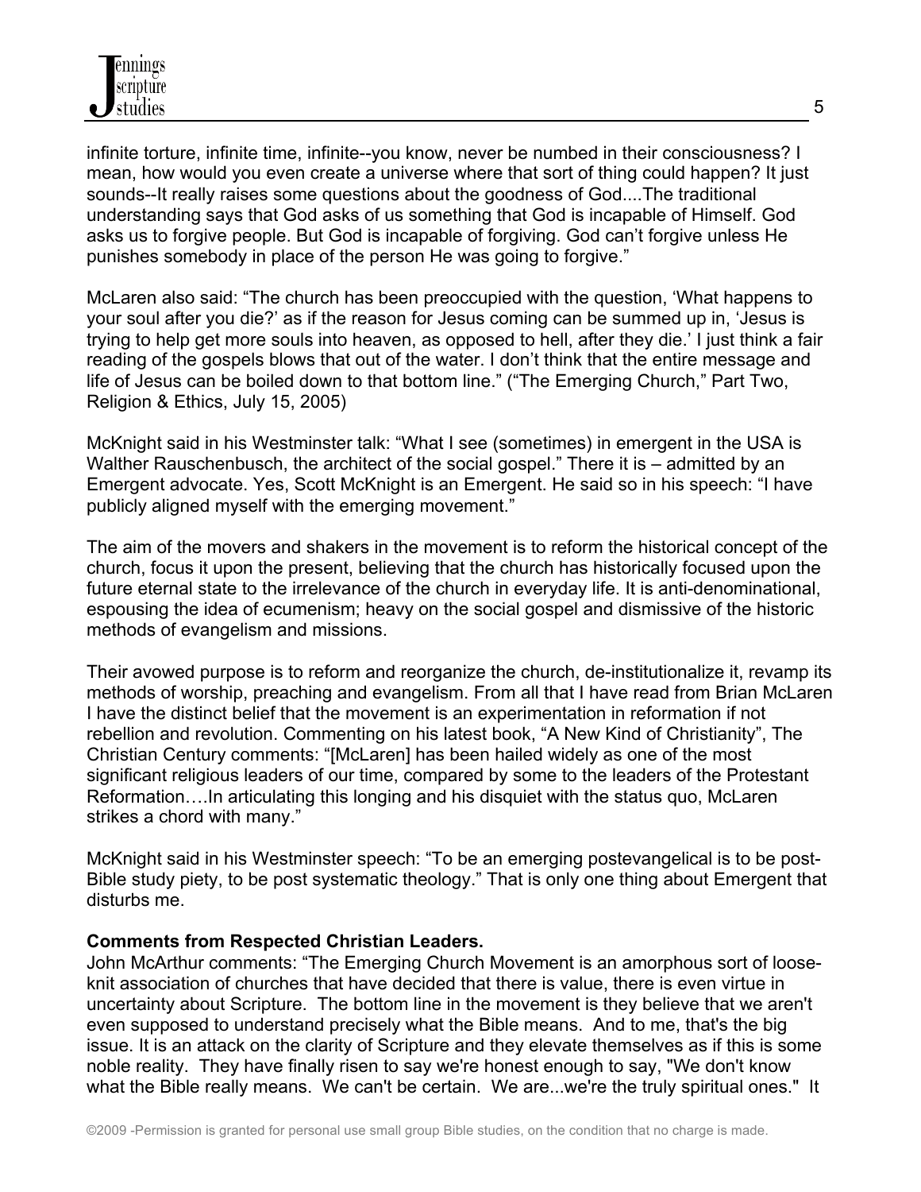infinite torture, infinite time, infinite--you know, never be numbed in their consciousness? I mean, how would you even create a universe where that sort of thing could happen? It just sounds--It really raises some questions about the goodness of God....The traditional understanding says that God asks of us something that God is incapable of Himself. God asks us to forgive people. But God is incapable of forgiving. God can't forgive unless He punishes somebody in place of the person He was going to forgive."

McLaren also said: "The church has been preoccupied with the question, 'What happens to your soul after you die?' as if the reason for Jesus coming can be summed up in, 'Jesus is trying to help get more souls into heaven, as opposed to hell, after they die.' I just think a fair reading of the gospels blows that out of the water. I don't think that the entire message and life of Jesus can be boiled down to that bottom line." ("The Emerging Church," Part Two, Religion & Ethics, July 15, 2005)

McKnight said in his Westminster talk: "What I see (sometimes) in emergent in the USA is Walther Rauschenbusch, the architect of the social gospel." There it is – admitted by an Emergent advocate. Yes, Scott McKnight is an Emergent. He said so in his speech: "I have publicly aligned myself with the emerging movement."

The aim of the movers and shakers in the movement is to reform the historical concept of the church, focus it upon the present, believing that the church has historically focused upon the future eternal state to the irrelevance of the church in everyday life. It is anti-denominational, espousing the idea of ecumenism; heavy on the social gospel and dismissive of the historic methods of evangelism and missions.

Their avowed purpose is to reform and reorganize the church, de-institutionalize it, revamp its methods of worship, preaching and evangelism. From all that I have read from Brian McLaren I have the distinct belief that the movement is an experimentation in reformation if not rebellion and revolution. Commenting on his latest book, "A New Kind of Christianity", The Christian Century comments: "[McLaren] has been hailed widely as one of the most significant religious leaders of our time, compared by some to the leaders of the Protestant Reformation….In articulating this longing and his disquiet with the status quo, McLaren strikes a chord with many."

McKnight said in his Westminster speech: "To be an emerging postevangelical is to be post-Bible study piety, to be post systematic theology." That is only one thing about Emergent that disturbs me.

**Comments from Respected Christian Leaders.**

John McArthur comments: "The Emerging Church Movement is an amorphous sort of loose-knit association of churches that have decided that there is value, there is even virtue in uncertainty about Scripture. The bottom line in the movement is they believe that we aren't even supposed to understand precisely what the Bible means. And to me, that's the big issue. It is an attack on the clarity of Scripture and they elevate themselves as if this is some noble reality. They have finally risen to say we're honest enough to say, "We don't know what the Bible really means. We can't be certain. We are...we're the truly spiritual ones." It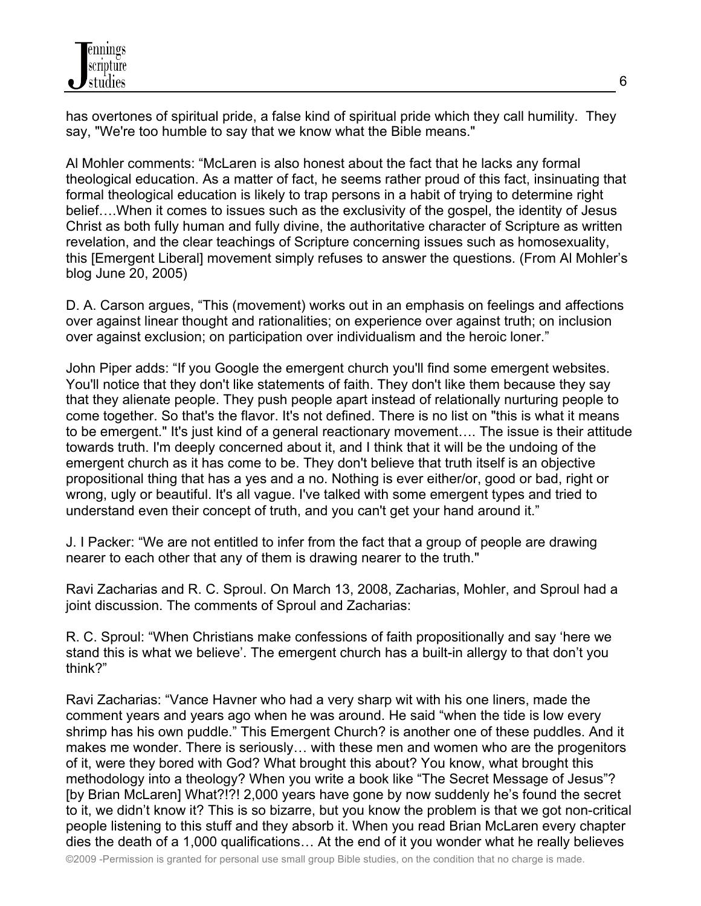has overtones of spiritual pride, a false kind of spiritual pride which they call humility. They say, "We're too humble to say that we know what the Bible means."

Al Mohler comments: "McLaren is also honest about the fact that he lacks any formal theological education. As a matter of fact, he seems rather proud of this fact, insinuating that formal theological education is likely to trap persons in a habit of trying to determine right belief….When it comes to issues such as the exclusivity of the gospel, the identity of Jesus Christ as both fully human and fully divine, the authoritative character of Scripture as written revelation, and the clear teachings of Scripture concerning issues such as homosexuality, this [Emergent Liberal] movement simply refuses to answer the questions. (From Al Mohler's blog June 20, 2005)

D. A. Carson argues, "This (movement) works out in an emphasis on feelings and affections over against linear thought and rationalities; on experience over against truth; on inclusion over against exclusion; on participation over individualism and the heroic loner."

John Piper adds: "If you Google the emergent church you'll find some emergent websites. You'll notice that they don't like statements of faith. They don't like them because they say that they alienate people. They push people apart instead of relationally nurturing people to come together. So that's the flavor. It's not defined. There is no list on "this is what it means to be emergent." It's just kind of a general reactionary movement…. The issue is their attitude towards truth. I'm deeply concerned about it, and I think that it will be the undoing of the emergent church as it has come to be. They don't believe that truth itself is an objective propositional thing that has a yes and a no. Nothing is ever either/or, good or bad, right or wrong, ugly or beautiful. It's all vague. I've talked with some emergent types and tried to understand even their concept of truth, and you can't get your hand around it."

J. I Packer: "We are not entitled to infer from the fact that a group of people are drawing nearer to each other that any of them is drawing nearer to the truth."

Ravi Zacharias and R. C. Sproul. On March 13, 2008, Zacharias, Mohler, and Sproul had a joint discussion. The comments of Sproul and Zacharias:

R. C. Sproul: "When Christians make confessions of faith propositionally and say 'here we stand this is what we believe'. The emergent church has a built-in allergy to that don't you think?"

Ravi Zacharias: "Vance Havner who had a very sharp wit with his one liners, made the comment years and years ago when he was around. He said "when the tide is low every shrimp has his own puddle." This Emergent Church? is another one of these puddles. And it makes me wonder. There is seriously… with these men and women who are the progenitors of it, were they bored with God? What brought this about? You know, what brought this methodology into a theology? When you write a book like "The Secret Message of Jesus"? [by Brian McLaren] What?!?! 2,000 years have gone by now suddenly he's found the secret to it, we didn't know it? This is so bizarre, but you know the problem is that we got non-critical people listening to this stuff and they absorb it. When you read Brian McLaren every chapter dies the death of a 1,000 qualifications… At the end of it you wonder what he really believes

©2009 -Permission is granted for personal use small group Bible studies, on the condition that no charge is made.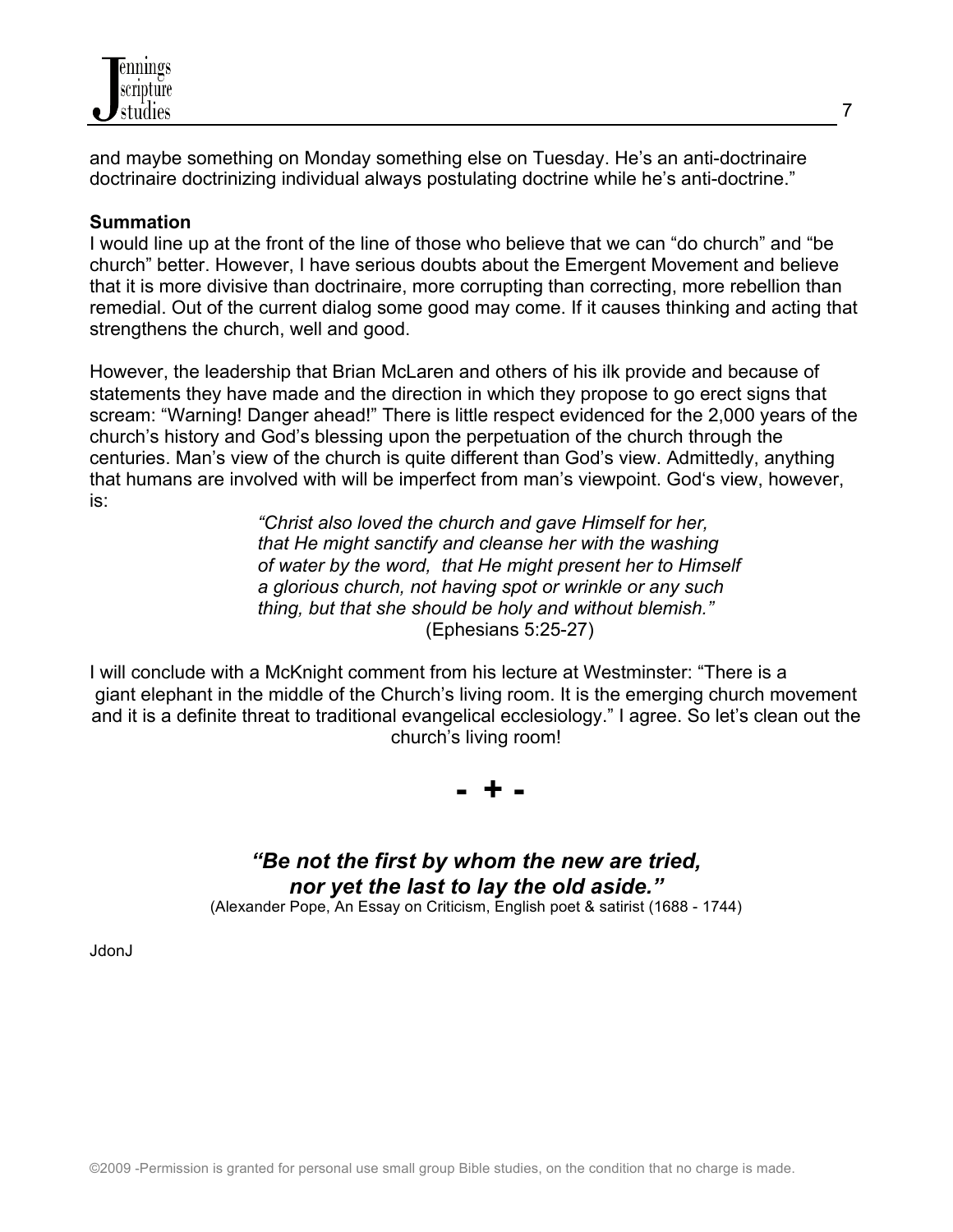and maybe something on Monday something else on Tuesday. He's an anti-doctrinaire doctrinaire doctrinizing individual always postulating doctrine while he's anti-doctrine."

**Summation**

I would line up at the front of the line of those who believe that we can "do church" and "be church" better. However, I have serious doubts about the Emergent Movement and believe that it is more divisive than doctrinaire, more corrupting than correcting, more rebellion than remedial. Out of the current dialog some good may come. If it causes thinking and acting that strengthens the church, well and good.

However, the leadership that Brian McLaren and others of his ilk provide and because of statements they have made and the direction in which they propose to go erect signs that scream: "Warning! Danger ahead!" There is little respect evidenced for the 2,000 years of the church's history and God's blessing upon the perpetuation of the church through the centuries. Man's view of the church is quite different than God's view. Admittedly, anything that humans are involved with will be imperfect from man's viewpoint. God's view, however, is:

> *"Christ also loved the church and gave Himself for her, that He might sanctify and cleanse her with the washing of water by the word, that He might present her to Himself a glorious church, not having spot or wrinkle or any such thing, but that she should be holy and without blemish."*
> (Ephesians 5:25-27)

I will conclude with a McKnight comment from his lecture at Westminster: "There is a giant elephant in the middle of the Church's living room. It is the emerging church movement and it is a definite threat to traditional evangelical ecclesiology." I agree. So let's clean out the church's living room!

**- + -**

***"Be not the first by whom the new are tried, nor yet the last to lay the old aside."***

(Alexander Pope, An Essay on Criticism, English poet & satirist (1688 - 1744)

JdonJ

©2009 -Permission is granted for personal use small group Bible studies, on the condition that no charge is made.